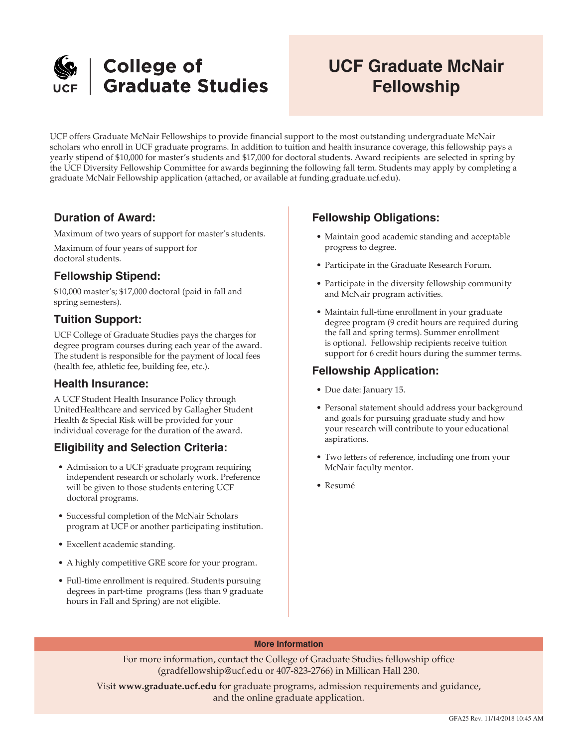# UCF College of Graduate Studies

# UCF Graduate McNair Fellowship

UCF offers Graduate McNair Fellowships to provide financial support to the most outstanding undergraduate McNair scholars who enroll in UCF graduate programs. In addition to tuition and health insurance coverage, this fellowship pays a yearly stipend of $10,000 for master's students and $17,000 for doctoral students. Award recipients are selected in spring by the UCF Diversity Fellowship Committee for awards beginning the following fall term. Students may apply by completing a graduate McNair Fellowship application (attached, or available at funding.graduate.ucf.edu).

## Duration of Award:

Maximum of two years of support for master's students.

Maximum of four years of support for doctoral students.

## Fellowship Stipend:

$10,000 master's; $17,000 doctoral (paid in fall and spring semesters).

## Tuition Support:

UCF College of Graduate Studies pays the charges for degree program courses during each year of the award. The student is responsible for the payment of local fees (health fee, athletic fee, building fee, etc.).

## Health Insurance:

A UCF Student Health Insurance Policy through UnitedHealthcare and serviced by Gallagher Student Health & Special Risk will be provided for your individual coverage for the duration of the award.

## Eligibility and Selection Criteria:

- Admission to a UCF graduate program requiring independent research or scholarly work. Preference will be given to those students entering UCF doctoral programs.
- Successful completion of the McNair Scholars program at UCF or another participating institution.
- Excellent academic standing.
- A highly competitive GRE score for your program.
- Full-time enrollment is required. Students pursuing degrees in part-time programs (less than 9 graduate hours in Fall and Spring) are not eligible.

## Fellowship Obligations:

- Maintain good academic standing and acceptable progress to degree.
- Participate in the Graduate Research Forum.
- Participate in the diversity fellowship community and McNair program activities.
- Maintain full-time enrollment in your graduate degree program (9 credit hours are required during the fall and spring terms). Summer enrollment is optional. Fellowship recipients receive tuition support for 6 credit hours during the summer terms.

## Fellowship Application:

- Due date: January 15.
- Personal statement should address your background and goals for pursuing graduate study and how your research will contribute to your educational aspirations.
- Two letters of reference, including one from your McNair faculty mentor.
- Resumé

**More Information**

For more information, contact the College of Graduate Studies fellowship office (gradfellowship@ucf.edu or 407-823-2766) in Millican Hall 230.

Visit **www.graduate.ucf.edu** for graduate programs, admission requirements and guidance, and the online graduate application.

GFA25 Rev. 11/14/2018 10:45 AM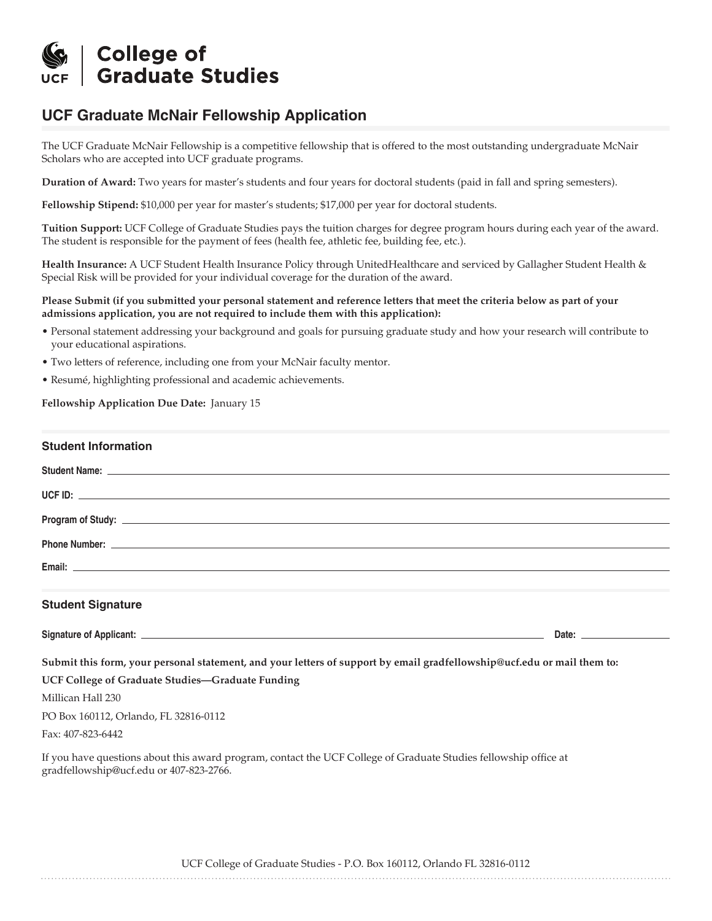# College of Graduate Studies

## UCF Graduate McNair Fellowship Application

The UCF Graduate McNair Fellowship is a competitive fellowship that is offered to the most outstanding undergraduate McNair Scholars who are accepted into UCF graduate programs.

**Duration of Award:** Two years for master's students and four years for doctoral students (paid in fall and spring semesters).

**Fellowship Stipend:** $10,000 per year for master's students; $17,000 per year for doctoral students.

**Tuition Support:** UCF College of Graduate Studies pays the tuition charges for degree program hours during each year of the award. The student is responsible for the payment of fees (health fee, athletic fee, building fee, etc.).

**Health Insurance:** A UCF Student Health Insurance Policy through UnitedHealthcare and serviced by Gallagher Student Health & Special Risk will be provided for your individual coverage for the duration of the award.

**Please Submit (if you submitted your personal statement and reference letters that meet the criteria below as part of your admissions application, you are not required to include them with this application):**

- Personal statement addressing your background and goals for pursuing graduate study and how your research will contribute to your educational aspirations.
- Two letters of reference, including one from your McNair faculty mentor.
- Resumé, highlighting professional and academic achievements.

**Fellowship Application Due Date:** January 15

### Student Information

**Student Name:** ______________________________

**UCF ID:** ______________________________

**Program of Study:** ______________________________

**Phone Number:** ______________________________

**Email:** ______________________________

### Student Signature

**Signature of Applicant:** ______________________________ **Date:** ______________

**Submit this form, your personal statement, and your letters of support by email gradfellowship@ucf.edu or mail them to:**

**UCF College of Graduate Studies—Graduate Funding**

Millican Hall 230

PO Box 160112, Orlando, FL 32816-0112

Fax: 407-823-6442

If you have questions about this award program, contact the UCF College of Graduate Studies fellowship office at gradfellowship@ucf.edu or 407-823-2766.